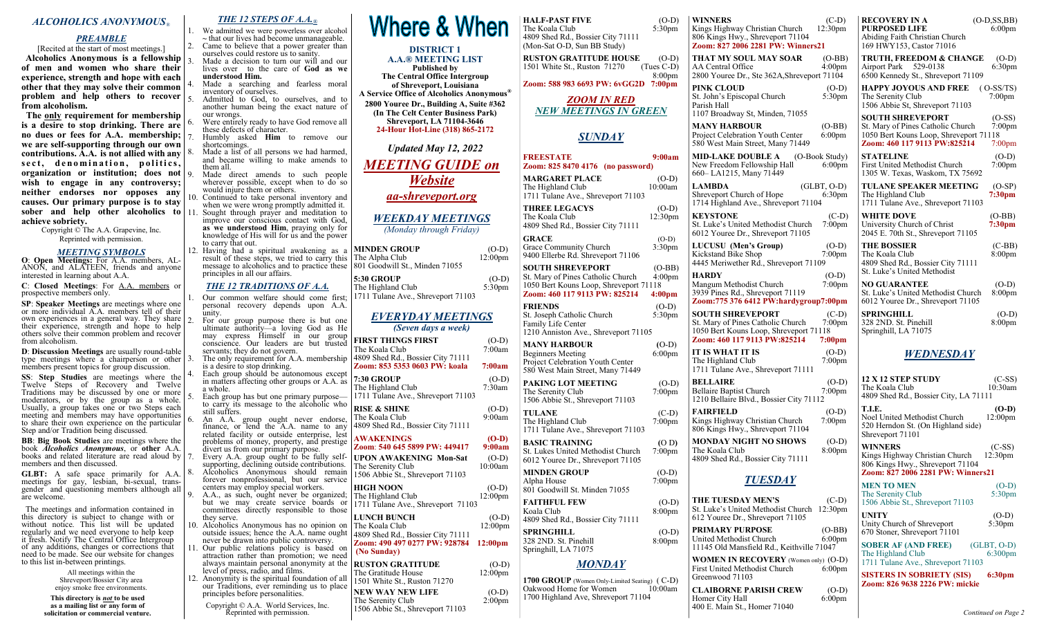## *ALCOHOLICS ANONYMOUS®*

### *PREAMBLE*

[Recited at the start of most meetings.]

**Alcoholics Anonymous is a fellowship of men and women who share their experience, strength and hope with each other that they may solve their common problem and help others to recover from alcoholism.**

**The only requirement for membership is a desire to stop drinking. There are no dues or fees for A.A. membership; we are self-supporting through our own contributions. A.A. is not allied with any sect, denomination, politics, organization or institution; does not wish to engage in any controversy; neither endorses nor opposes any causes. Our primary purpose is to stay sober and help other alcoholics to achieve sobriety.**

Copyright © The A.A. Grapevine, Inc. Reprinted with permission.

### *MEETING SYMBOLS*

**O**: **Open Meetings:** For A.A. members, AL-ANON, and ALATEEN, friends and anyone interested in learning about A.A.

**C**: **Closed Meetings**: For A.A. members or prospective members only.

**SP**: **Speaker Meetings** are meetings where one or more individual A.A. members tell of their own experiences in a general way. They share their experience, strength and hope to help others solve their common problem and recover from alcoholism.

**D**: **Discussion Meetings** are usually round-table type meetings where a chairperson or other members present topics for group discussion.

**SS**: **Step Studies** are meetings where the Twelve Steps of Recovery and Twelve Traditions may be discussed by one or more moderators, or by the group as a whole. Usually, a group takes one or two Steps each meeting and members may have opportunities to share their own experience on the particular Step and/or Tradition being discussed.

**BB**: **Big Book Studies** are meetings where the book *Alcoholics Anonymous*, or **other** A.A. books and related literature are read aloud by members and then discussed.

**GLBT:** A safe space primarily for A.A. meetings for gay, lesbian, bi-sexual, transgender and questioning members although all are welcome.

The meetings and information contained in this directory is subject to change with or without notice. This list will be updated regularly and we need everyone to help keep it fresh. Notify The Central Office Intergroup of any additions, changes or corrections that need to be made. See our website for changes to this list in-between printings.

All meetings within the Shreveport/Bossier City area enjoy smoke free environments.

**This directory is *not* to be used as a mailing list or any form of solicitation or commercial venture.**

### *THE 12 STEPS OF A.A.®*

1. We admitted we were powerless over alcohol ~ that our lives had become unmanageable.
2. Came to believe that a power greater than ourselves could restore us to sanity.
3. Made a decision to turn our will and our lives over to the care of **God as we understood Him.**
4. Made a searching and fearless moral inventory of ourselves.
5. Admitted to God, to ourselves, and to another human being the exact nature of our wrongs.
6. Were entirely ready to have God remove all these defects of character.
7. Humbly asked **Him** to remove our shortcomings.
8. Made a list of all persons we had harmed, and became willing to make amends to them all.
9. Made direct amends to such people wherever possible, except when to do so would injure them or others.
10. Continued to take personal inventory and when we were wrong promptly admitted it.
11. Sought through prayer and meditation to improve our conscious contact with God, **as we understood Him**, praying only for knowledge of His will for us and the power to carry that out.
12. Having had a spiritual awakening as a result of these steps, we tried to carry this message to alcoholics and to practice these principles in all our affairs.

### *THE 12 TRADITIONS OF A.A.*

1. Our common welfare should come first; personal recovery depends upon A.A. unity.
2. For our group purpose there is but one ultimate authority—a loving God as He may express Himself in our group conscience. Our leaders are but trusted servants; they do not govern.
3. The only requirement for A.A. membership is a desire to stop drinking.
4. Each group should be autonomous except in matters affecting other groups or A.A. as a whole.
5. Each group has but one primary purpose—to carry its message to the alcoholic who still suffers.
6. An A.A. group ought never endorse, finance, or lend the A.A. name to any related facility or outside enterprise, lest problems of money, property, and prestige divert us from our primary purpose.
7. Every A.A. group ought to be fully self-supporting, declining outside contributions.
8. Alcoholics Anonymous should remain forever nonprofessional, but our service centers may employ special workers.
9. A.A., as such, ought never be organized; but we may create service boards or committees directly responsible to those they serve.
10. Alcoholics Anonymous has no opinion on outside issues; hence the A.A. name ought never be drawn into public controversy.
11. Our public relations policy is based on attraction rather than promotion; we need always maintain personal anonymity at the level of press, radio, and films.
12. Anonymity is the spiritual foundation of all our Traditions, ever reminding us to place principles before personalities.

Copyright © A.A. World Services, Inc. Reprinted with permission.

# Where & When

**DISTRICT 1**
**A.A.® MEETING LIST**
**Published by**
**The Central Office Intergroup of Shreveport, Louisiana**
**A Service Office of Alcoholics Anonymous®**
**2800 Youree Dr., Building A, Suite #362 (In The Celt Center Business Park) Shreveport, LA 71104-3646**
**24-Hour Hot-Line (318) 865-2172**

*Updated May 12, 2022*

## *MEETING GUIDE on Website*

## *aa-shreveport.org*

## *WEEKDAY MEETINGS*
*(Monday through Friday)*

**MINDEN GROUP** (O-D)
The Alpha Club 12:00pm
801 Goodwill St., Minden 71055

**5:30 GROUP** (O-D)
The Highland Club 5:30pm
1711 Tulane Ave., Shreveport 71103

## *EVERYDAY MEETINGS*
*(Seven days a week)*

**FIRST THINGS FIRST** (O-D)
The Koala Club 7:00am
4809 Shed Rd., Bossier City 71111
**Zoom: 853 5353 0603 PW: koala 7:00am**

**7:30 GROUP** (O-D)
The Highland Club 7:30am
1711 Tulane Ave., Shreveport 71103

**RISE & SHINE** (O-D)
The Koala Club 9:00am
4809 Shed Rd., Bossier City 71111

**AWAKENINGS (O-D)**
**Zoom**: **540 645 5899 PW: 449417 9:00am**

**UPON AWAKENING Mon-Sat** (O-D)
The Serenity Club 10:00am
1506 Abbie St., Shreveport 71103

**HIGH NOON** (O-D)
The Highland Club 12:00pm
1711 Tulane Ave., Shreveport 71103

**LUNCH BUNCH** (O-D)
The Koala Club 12:00pm
4809 Shed Rd., Bossier City 71111
**Zoom: 490 497 0277 PW: 928784 12:00pm (No Sunday)**

**RUSTON GRATITUDE** (O-D)
The Gratitude House 12:00pm
1501 White St., Ruston 71270

**NEW WAY NEW LIFE** (O-D)
The Serenity Club 2:00pm
1506 Abbie St., Shreveport 71103

**HALF-PAST FIVE** (O-D)
The Koala Club 5:30pm
4809 Shed Rd., Bossier City 71111
(Mon-Sat O-D, Sun BB Study)

**RUSTON GRATITUDE HOUSE** (O-D)
1501 White St., Ruston 71270 (Tues C-D) 8:00pm
**Zoom: 588 983 6693 PW: 6vGG2D 7:00pm**

## *ZOOM IN RED*
## *NEW MEETINGS IN GREEN*

## *SUNDAY*

**FREESTATE 9:00am**
**Zoom: 825 8470 4176 (no password)**

**MARGARET PLACE** (O-D)
The Highland Club 10:00am
1711 Tulane Ave., Shreveport 71103

**THREE LEGACYS** (O-D)
The Koala Club 12:30pm
4809 Shed Rd., Bossier City 71111

**GRACE** (O-D)
Grace Community Church 3:30pm
9400 Ellerbe Rd. Shreveport 71106

**SOUTH SHREVEPORT** (O-BB)
St. Mary of Pines Catholic Church 4:00pm
1050 Bert Kouns Loop, Shreveport 71118
**Zoom: 460 117 9113 PW: 825214 4:00pm**

**FRIENDS** (O-D)
St. Joseph Catholic Church 5:30pm
Family Life Center
1210 Anniston Ave., Shreveport 71105

**MANY HARBOUR (O-D)**
Beginners Meeting 6:00pm
Project Celebration Youth Center
580 West Main Street, Many 71449

**PAKING LOT MEETING** (O-D)
The Serenity Club 7:00pm
1506 Abbie St., Shreveport 71103

**TULANE** (C-D)
The Highland Club 7:00pm
1711 Tulane Ave., Shreveport 71103

**BASIC TRAINING** (O D)
St. Lukes United Methodist Church 7:00pm
6012 Youree Dr., Shreveport 71105

**MINDEN GROUP** (O-D)
Alpha House 7:00pm
801 Goodwill St. Minden 71055

**FAITHFUL FEW** (O-D)
Koala Club 8:00pm
4809 Shed Rd., Bossier City 71111

**SPRINGHILL** (O-D)
328 2ND. St. Pinehill 8:00pm
Springhill, LA 71075

## *MONDAY*

**1700 GROUP** (Women Only-Limited Seating) ( C-D)
Oakwood Home for Women 10:00am
1700 Highland Ave, Shreveport 71104

**WINNERS** (C-D)
Kings Highway Christian Church 12:30pm
806 Kings Hwy., Shreveport 71104
**Zoom: 827 2006 2281 PW: Winners21**

**THAT MY SOUL MAY SOAR** (O-BB)
AA Central Office 4:00pm
2800 Youree Dr., Ste 362A,Shreveport 71104

**PINK CLOUD** (O-D)
St. John's Episcopal Church 5:30pm
Parish Hall
1107 Broadway St, Minden, 71055

**MANY HARBOUR** (O-BB)
Project Celebration Youth Center 6:00pm
580 West Main Street, Many 71449

**MID-LAKE DOUBLE A** (O-Book Study)
New Freedom Fellowship Hall 6:00pm
660– LA1215, Many 71449

**LAMBDA** (GLBT, O-D)
Shreveport Church of Hope 6:30pm
1714 Highland Ave., Shreveport 71104

**KEYSTONE** (C-D)
St. Luke's United Methodist Church 7:00pm
6012 Youree Dr., Shreveport 71105

**LUCUSU (Men's Group)** (O-D)
Kickstand Bike Shop 7:00pm
4445 Meriwether Rd., Shreveport 71109

**HARDY** (O-D)
Mangum Methodist Church 7:00pm
3939 Pines Rd., Shreveport 71119
**Zoom:775 376 6412 PW:hardygroup7:00pm**

**SOUTH SHREVEPORT** (C-D)
St. Mary of Pines Catholic Church 7:00pm
1050 Bert Kouns Loop, Shreveport 71118
**Zoom: 460 117 9113 PW:825214 7:00pm**

**IT IS WHAT IT IS** (O-D)
The Highland Club 7:00pm
1711 Tulane Ave., Shreveport 71111

**BELLAIRE** (O-D)
Bellaire Baptist Church 7:00pm
1210 Bellaire Blvd., Bossier City 71112

**FAIRFIELD** (O-D)
Kings Highway Christian Church 7:00pm
806 Kings Hwy., Shreveport 71104

**MONDAY NIGHT NO SHOWS** (O-D)
The Koala Club 8:00pm
4809 Shed Rd., Bossier City 71111

## *TUESDAY*

**THE TUESDAY MEN'S** (C-D)
St. Luke's United Methodist Church 12:30pm
612 Youree Dr., Shreveport 71105

**PRIMARY PURPOSE** (O-BB)
United Methodist Church 6:00pm
11145 Old Mansfield Rd., Keithville 71047

**WOMEN IN RECOVERY** (Women only) (O-D)
First United Methodist Church 6:00pm
Greenwood 71103

**CLAIBORNE PARISH CREW** (O-D)
Homer City Hall 6:00pm
400 E. Main St., Homer 71040

**RECOVERY IN A** (O-D,SS,BB)
**PURPOSED LIFE** 6:00pm
Abiding Faith Christian Church
169 HWY153, Castor 71016

**TRUTH, FREEDOM & CHANGE** (O-D)
Airport Park 529-0138 6:30pm
6500 Kennedy St., Shreveport 71109

**HAPPY JOYOUS AND FREE** ( O-SS/TS)
The Serenity Club 7:00pm
1506 Abbie St, Shreveport 71103

**SOUTH SHREVEPORT** (O-SS)
St. Mary of Pines Catholic Church 7:00pm
1050 Bert Kouns Loop, Shreveport 71118
**Zoom: 460 117 9113 PW:825214 7:00pm**

**STATELINE** (O-D)
First United Methodist Church 7:00pm
1305 W. Texas, Waskom, TX 75692

**TULANE SPEAKER MEETING** (O-SP)
The Highland Club **7:30pm**
1711 Tulane Ave., Shreveport 71103

**WHITE DOVE** (O-BB)
University Church of Christ **7:30pm**
2045 E. 70th St., Shreveport 71105

**THE BOSSIER** (C-BB)
The Koala Club 8:00pm
4809 Shed Rd., Bossier City 71111
St. Luke's United Methodist

**NO GUARANTEE** (O-D)
St. Luke's United Methodist Church 8:00pm
6012 Youree Dr., Shreveport 71105

**SPRINGHILL** (O-D)
328 2ND. St. Pinehill 8:00pm
Springhill, LA 71075

## *WEDNESDAY*

**12 X 12 STEP STUDY** (C-SS)
The Koala Club 10:30am
4809 Shed Rd., Bossier City, LA 71111

**T.I.E. (O-D)**
Noel United Methodist Church 12:00pm
520 Herndon St. (On Highland side)
Shreveport 71101

**WINNERS** (C-SS)
Kings Highway Christian Church 12:30pm
806 Kings Hwy., Shreveport 71104
**Zoom: 827 2006 2281 PW: Winners21**

**MEN TO MEN** (O-D)
The Serenity Club 5:30pm
1506 Abbie St., Shreveport 71103

**UNITY** (O-D)
Unity Church of Shreveport 5:30pm
670 Stoner, Shreveport 71101

**SOBER AF (AND FREE)** (GLBT, O-D)
The Highland Club 6:300pm
1711 Tulane Ave., Shreveport 71103

**SISTERS IN SOBRIETY (SIS) 6:30pm**
**Zoom: 826 9638 2226 PW: mickie**

*Continued on Page 2*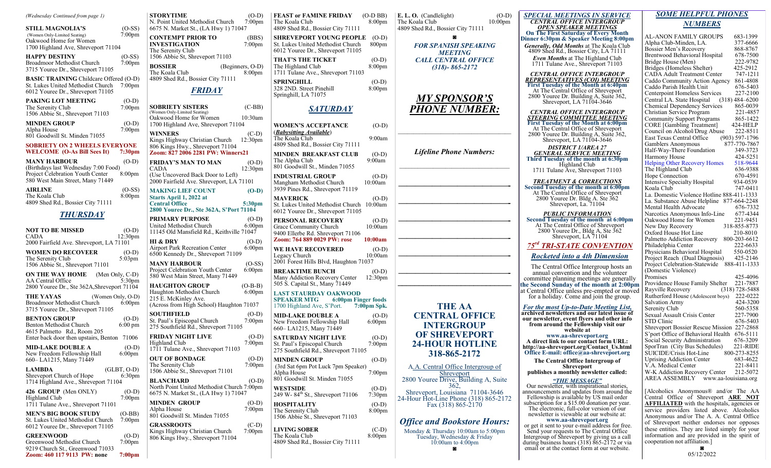*(Wednesday Continued from page 1)*

**STILL MAGNOLIA'S** (O-SS)
(Women Only-Limited Seating) 7:00pm
Oakwood Home for Women
1700 Highland Ave, Shreveport 71104

**HAPPY DESTINY** (O-SS)
Broadmoor Methodist Church 7:00pm
3715 Youree Dr., Shreveport 71105

**BASIC TRAINING** Childcare Offered (O-D)
St. Lukes United Methodist Church 7:00pm
6012 Youree Dr., Shreveport 71105

**PAKING LOT MEETING** (O-D)
The Serenity Club 7:00pm
1506 Abbie St., Shreveport 71103

**MINDEN GROUP** (O-D)
Alpha House 7:00pm
801 Goodwill St. Minden 71055

**SOBRIETY ON 2 WHEELS EVERYONE WELCOME (O-As Bill Sees It) 7:30pm**

**MANY HARBOUR** (O-D)
(Birthdays last Wednesday 7:00 Food)
Project Celebration Youth Center 8:00pm
580 West Main Street, Many 71449

**AIRLINE** (O-SS)
The Koala Club 8:00pm
4809 Shed Rd., Bossier City 71111

## *THURSDAY*

**NOT TO BE MISSED** (O-D)
CADA 12:30pm
2000 Fairfield Ave. Shreveport, LA 71101

**WOMEN DO RECOVEER** (O-D)
The Serenity Club 5:03pm
1506 Abbie St., Shreveport 71101

**ON THE WAY HOME** (Men Only, C-D)
AA Central Office 5:30pm
2800 Youree Dr., Ste 362A,Shreveport 71104

**THE YAYAS** (Women Only, O-D)
Broadmoor Methodist Church 6:00pm
3715 Youree Dr., Shreveport 71105

**BENTON GROUP** (O-D)
Benton Methodist Church 6:00 pm
4615 Palmetto Rd., Room 205
Enter back door then upstairs, Benton 71006

**MID-LAKE DOUBLE A** (O-D)
New Freedom Fellowship Hall 6:00pm
660– LA1215, Many 71449

**LAMBDA** (GLBT, O-D)
Shreveport Church of Hope 6:30pm
1714 Highland Ave., Shreveport 71104

**426 GROUP** (Men ONLY) (O-D)
Highland Club 7:00pm
1711 Tulane Ave., Shreveport 71101

**MEN'S BIG BOOK STUDY** (O-BB)
St. Lukes United Methodist Church 7:00pm
6012 Youree Dr., Shreveport 71105

**GREENWOOD** (O-D)
Greenwood Methodist Church 7:00pm
9219 Church St., Greenwood 71033
**Zoom: 460 117 9113 PW: none 7:00pm**

**STORYTIME** (O-D)
N. Point United Methodist Church 7:00pm
6675 N. Market St., (LA Hwy 1) 71047

**CONTEMPT PRIOR TO INVESTIGATION** (BBS) 7:00pm
The Serenity Club
1506 Abbie St, Shreveport 71103

**BOSSIER** (Beginners, O-D)
The Koala Club 8:00pm
4809 Shed Rd., Bossier City 71111

## *FRIDAY*

**SOBRIETY SISTERS** (C-BB)
(Women Only-Limited Seating)
Oakwood Home for Women 10:30am
1700 Highland Ave, Shreveport 71104

**WINNERS** (C-D)
Kings Highway Christian Church 12:30pm
806 Kings Hwy., Shreveport 71104
**Zoom: 827 2006 2281 PW: Winners21**

**FRIDAY'S MAN TO MAN** (O-D)
CADA 12:30pm
(Use Uncovered Back Door to Left)
2000 Fairfield Ave. Shreveport, LA 71101

**MAKING LIEF COUNT** (O-D)
**Starts April 1, 2022 at Central Office 5:30pm**
**2800 Youree Dr., Ste 362A, S'Port 71104**

**PRIMARY PURPOSE** (O-D)
United Methodist Church 6:00pm
11145 Old Mansfield Rd., Keithville 71047

**HI & DRY** (O-D)
Airport Park Recreation Center 6:00pm
6500 Kennedy Dr., Shreveport 71109

**MANY HARBOUR** (O-SS)
Project Celebration Youth Center 6:00pm
580 West Main Street, Many 71449

**HAUGHTON GROUP** (O-B-B)
Haughton Methodist Church 6:00pm
215 E. McKinley Ave.
(Across from High School) Haughton 71037

**SOUTHFIELD** (O-D)
St. Paul's Episcopal Church 7:00pm
275 Southfield Rd., Shreveport 71105

**FRIDAY NIGHT LIVE** (O-D)
Highland Club 7:00pm
1711 Tulane Ave., Shreveport 71103

**OUT OF BONDAGE** (O-D)
The Serenity Club 7:00pm
1506 Abbie St., Shreveport 71101

**BLANCHARD** (O-D)
North Point United Methodist Church 7:00pm
6675 N. Market St., (LA Hwy 1) 71047

**MINDEN GROUP** (O-D)
Alpha House 7:00pm
801 Goodwill St. Minden 71055

**GRASSROOTS** (C-D)
Kings Highway Christian Church 7:00pm
806 Kings Hwy., Shreveport 71104

**FEAST or FAMINE FRIDAY** (O-D BB)
The Koala Club 8:00pm
4809 Shed Rd., Bossier City 71111

**SHREVEPORT YOUNG PEOPLE** (O-D)
St. Lukes United Methodist Church 800pm
6012 Youree Dr., Shreveport 71105

**THAT'S THE TICKET** (O-D)
The Highland Club 8:00pm
1711 Tulane Ave., Shreveport 71103

**SPRINGHILL** (O-D)
328 2ND. Street Pinehill 8:00pm
Springhill, LA 71075

## *SATURDAY*

**WOMEN'S ACCEPTANCE** (O-D)
(***Babysitting Available***)
The Koala Club 9:00am
4809 Shed Rd., Bossier City 71111

**MINDEN BREAKFAST CLUB** (O-D)
The Alpha Club 9:00am
801 Goodwill St., Minden 71055

**INDUSTRIAL GROUP** (O-D)
Mangham Methodist Church 10:00am
3939 Pines Rd., Shreveport 71119

**MAVERICK** (O-D)
St. Lukes United Methodist Church 10:00am
6012 Youree Dr., Shreveport 71105

**PERSONAL RECOVERY** (O-D)
Grace Community Church 10:00am
9400 Ellerbe Rd. Shreveport 71106
**Zoom: 764 889 0029 PW: rose 10:00am**

**WE HAVE RECOVERED** (O-D)
Legacy Church 10:00am
2001 Forest Hills Blvd, Haughton 71037

**BREAKTIME BUNCH** (O-D)
Many Addiction Recovery Center 12:30pm
505 S. Capital St., Many 71449

**LAST STAURDAY OAKWOOD SPEAKER MTG 6:00pm Finger foods**
1700 Highland Ave, S'Port. **7:00pm Spk.**

**MID-LAKE DOUBLE A** (O-D)
New Freedom Fellowship Hall 6:00pm
660– LA1215, Many 71449

**SATURDAY NIGHT LIVE** (O-D)
St. Paul's Episcopal Church 7:00pm
275 Southfield Rd., Shreveport 71105

**MINDEN GROUP** (O-D)
(3rd Sat 6pm Pot Luck 7pm Speaker)
Alpha House 7:00pm
801 Goodwill St. Minden 71055

**WESTSIDE** (O-D)
249 W- 84th St., Shreveport 71106 7:30pm

**HOSPITALITY** (O-D)
The Serenity Club 8:00pm
1506 Abbie St., Shreveport 71103

**LIVING SOBER** (C-D)
The Koala Club 8:00pm
4809 Shed Rd., Bossier City 71111

**E. L. O.** (Candlelight) (O-D)
The Koala Club 10:00pm
4809 Shed Rd., Bossier City 71111

◙

***FOR SPANISH SPEAKING MEETING CALL CENTRAL OFFICE (318)- 865-2172***

## ***MY SPONSOR'S PHONE NUMBER:***

______________________________

***Lifeline Phone Numbers:***

______________________________

______________________________

______________________________

______________________________

______________________________

______________________________

______________________________

## THE AA CENTRAL OFFICE INTERGROUP OF SHREVEPORT 24-HOUR HOTLINE 318-865-2172

A.A. Central Office Intergroup of Shreveport
2800 Youree Drive, Building A, Suite 362,
Shreveport, Louisiana 71104-3646
24-Hour Hot-Line Phone (318) 865-2172
Fax (318) 865-2170

### *Office and Bookstore Hours:*

Monday & Thursday 10:00am to 5:00pm
Tuesday, Wednesday & Friday
10:00am to 4:00pm

◙

### *SPECIAL MEETINGS IN SERVICE*

***CENTRAL OFFICE INTERGROUP OPEN SPEAKER MEETINGS***
**On The First Saturday of Every Month Dinner 6:30pm & Speaker Meeting 8:00pm**
***Generally, Odd Months*** at The Koala Club
4809 Shed Rd., Bossier City, LA 71111
***Even Months*** at The Highland Club
1711 Tulane Ave., Shreveport 71103

***CENTRAL OFFICE INTERGROUP REPRESENTATIVES (COI) MEETING***
**First Tuesday of the Month at 6:40pm**
At The Central Office of Shreveport
2800 Youree Dr. Building A, Suite 362,
Shreveport, LA 71104-3646

***CENTRAL OFFICE INTERGROUP STEERING COMMITTEE MEETING***
**First Tuesday of the Month at 6:00pm**
At The Central Office of Shreveport
2800 Youree Dr. Building A, Suite 362,
Shreveport, LA 71104-3646

***DISTRICT 1/AREA 27 GENERAL SERVICE MEETING***
**Third Tuesday of the month at 6:30pm**
Highland Club
1711 Tulane Ave, Shreveport 71103

***TREATMENT & CORRECTIONS***
**Second Tuesday of the month at 6:00pm**
At The Central Office of Shreveport
2800 Youree Dr. Bldg A. Ste 362
Shreveport, La. 71104

***PUBLIC INFORMATION***
**Second Tuesday of the month at 6:00pm**
At The Central Office of Shreveport
2800 Youree Dr., Bldg A, Ste 362
Shreveport, LA 71104

### *75rd TRI-STATE CONVENTION*

***Rocketed into a 4th Dimension***

The Central Office Intergroup hosts an annual convention and the volunteer committee planning meetings are generally **the Second Sunday of the month at 2:00pm** at Central Office unless pre-empted or moved for a holiday. Come and join the group.

***For the most Up-to-Date Meeting List,*** **archived newsletters and our latest issue of our newsletter, event flyers and other info from around the Fellowship visit our website at**
**www.aa-shreveport.org**
**A direct link to our contact form URL: http://aa-shreveport.org/Contact_Us.html**
**Office E-mail: office@aa-shreveport.org**

**The Central Office Intergroup of Shreveport publishes a monthly newsletter called:**

***"THE MESSAGE"***

Our newsletter, with inspirational stories, announcements and updates from around the Fellowship is available by US mail order subscription for a $15.00 donation per year. The electronic, full-color version of our newsletter is viewable at our website at:
**www.aa-shreveport.org**
or get it sent to your e-mail address for free. Send your requests to The Central Office Intergroup of Shreveport by giving us a call during business hours (318) 865-2172 or via email or at the contact form at our website.

### *SOME HELPFUL PHONES NUMBERS*

| | |
|---|---|
| AL-ANON FAMILY GROUPS | 683-1399 |
| Alpha Club-Minden, LA. | 377-6666 |
| Bossier Men's Recovery | 868-8767 |
| Brentwood Behavioral Hospital | 678-7500 |
| Bridge House (Men) | 222-9782 |
| Bridges (Homeless Shelter) | 425-2912 |
| CADA Adult Treatment Center | 747-1211 |
| Caddo Community Action Agency | 861-4808 |
| Caddo Parish Health Unit | 676-5403 |
| Centerpoint Homeless Services | 227-2100 |
| Central LA. State Hospital | (318) 484–6200 |
| Chemical Dependency Services | 865-0039 |
| Christian Service Program | 221-4857 |
| Community Support Programs | 865-1422 |
| CORE [Gambling Treatment] | 424-HELP |
| Council on Alcohol/Drug Abuse | 222-8511 |
| East Texas Central Office | (903) 597-1796 |
| Gamblers Anonymous | 877-770-7867 |
| Half-Way-There Foundation | 349-3723 |
| Harmony House | 424-5251 |
| Helping Other Recovery Homes | 518-9644 |
| The Highland Club | 636-9388 |
| Hope Connection | 670-4591 |
| Intensive Specialty Hospital | 934-0539 |
| Koala Club | 747-0411 |
| La. Domestic Violence Hotline | 888-411-1333 |
| La. Substance Abuse Helpline | 877-664-2248 |
| Mental Health Advocate | 676-7332 |
| Narcotics Anonymous Info-Line | 677-4344 |
| Oakwood Home for Women | 221-9451 |
| New Day Recovery | 318-855-8773 |
| Oxford House Hot Line | 210-8010 |
| Palmetto Addiction Recovery | 800-203-6612 |
| Philadelphia Center | 222-6633 |
| Physicians Behavioral Hospital | 550-0520 |
| Project Reach (Dual Diagnosis) | 425-2146 |
| Project Celebration-Statewide (Domestic Violence) | 888-411-1333 |
| Promises | 425-4096 |
| Providence House Family Shelter | 221-7887 |
| Rayville Recovery | (318) 728-5488 |
| Rutherford House (Adolescent boys) | 222-0222 |
| Salvation Army | 424-3200 |
| Serenity Club | 560-5358 |
| Sexual Assault Crisis Center | 227-7900 |
| STD Clinic | 676-5403 |
| Shreveport Bossier Rescue Mission | 227-2868 |
| S'port Office of Behavioral Health | 676-5111 |
| Social Security Administration | 676-3209 |
| SporTran (City Bus Schedules) | 221-RIDE |
| SUICIDE/Crisis Hot-Line | 800-273-8255 |
| Uprising Addiction Center | 683-4622 |
| V.A. Medical Center | 221-8411 |
| W-K Addiction Recovery Center | 212-5072 |
| AREA ASSEMBLY | www.aa-louisiana.org |

[Alcoholics Anonymous® and/or The AA Central Office of Shreveport **ARE NOT AFFILIATED** with the hospitals, agencies or service providers listed above. Alcoholics Anonymous and/or The A. A. Central Office of Shreveport neither endorses nor opposes these entities. They are listed simply for your information and are provided in the spirit of cooperation not affiliation.]

◙

05/12/2022